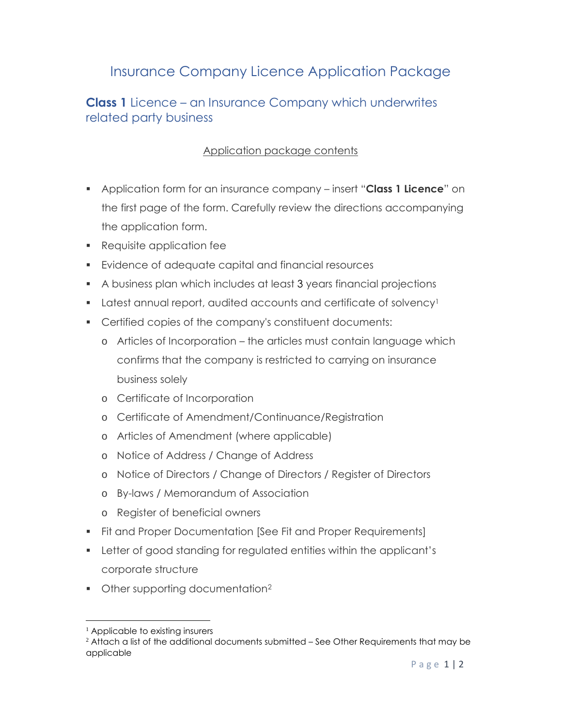# Insurance Company Licence Application Package

## **Class 1** Licence – an Insurance Company which underwrites related party business

Application package contents

- Application form for an insurance company – insert "**Class 1 Licence**" on the first page of the form. Carefully review the directions accompanying the application form.
- Requisite application fee
- Evidence of adequate capital and financial resources
- A business plan which includes at least 3 years financial projections
- Latest annual report, audited accounts and certificate of solvency[1]
- Certified copies of the company's constituent documents:
  - Articles of Incorporation – the articles must contain language which confirms that the company is restricted to carrying on insurance business solely
  - Certificate of Incorporation
  - Certificate of Amendment/Continuance/Registration
  - Articles of Amendment (where applicable)
  - Notice of Address / Change of Address
  - Notice of Directors / Change of Directors / Register of Directors
  - By-laws / Memorandum of Association
  - Register of beneficial owners
- Fit and Proper Documentation [See Fit and Proper Requirements]
- Letter of good standing for regulated entities within the applicant's corporate structure
- Other supporting documentation[2]

---

[1] Applicable to existing insurers

[2] Attach a list of the additional documents submitted – See Other Requirements that may be applicable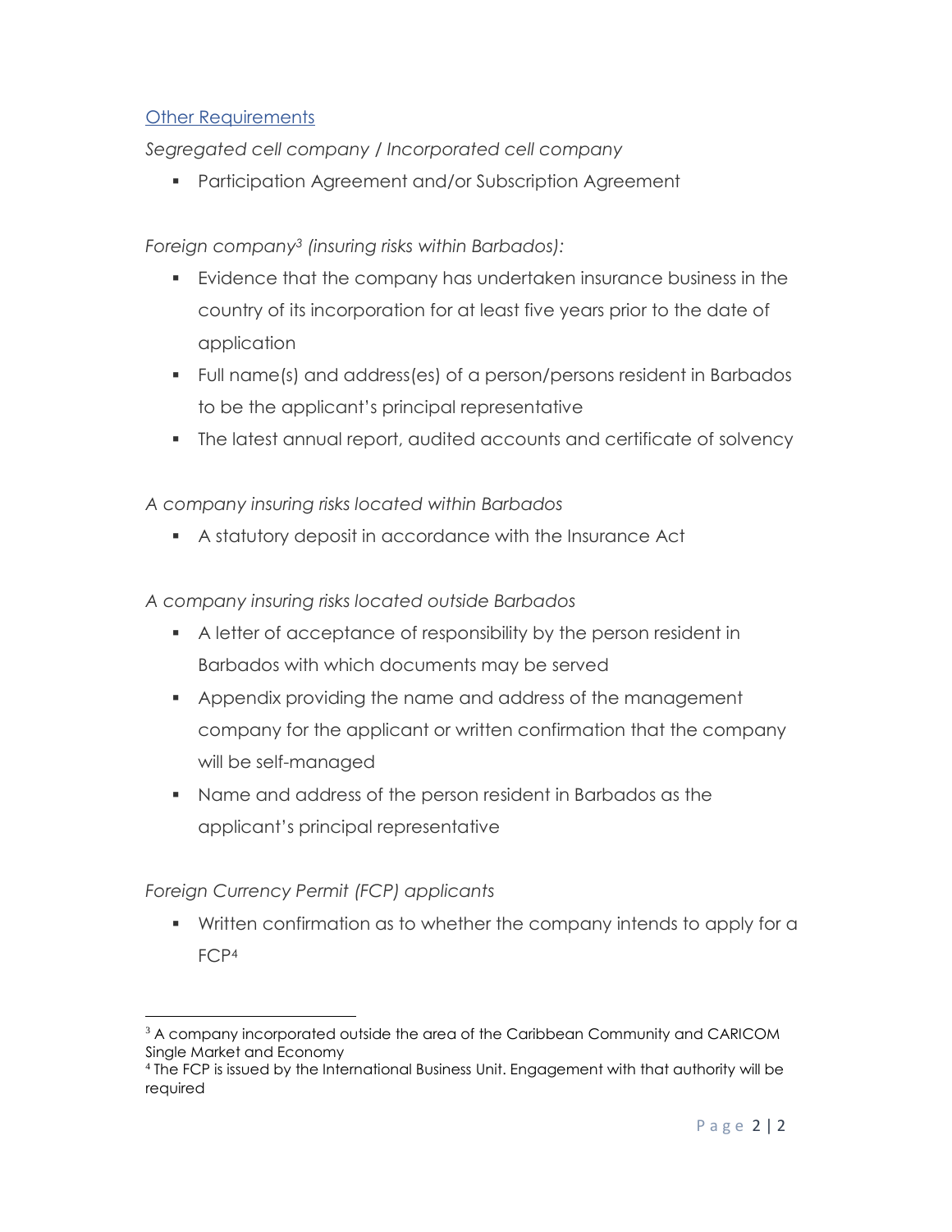## Other Requirements

*Segregated cell company / Incorporated cell company*

- Participation Agreement and/or Subscription Agreement

*Foreign company[3] (insuring risks within Barbados):*

- Evidence that the company has undertaken insurance business in the country of its incorporation for at least five years prior to the date of application
- Full name(s) and address(es) of a person/persons resident in Barbados to be the applicant's principal representative
- The latest annual report, audited accounts and certificate of solvency

*A company insuring risks located within Barbados*

- A statutory deposit in accordance with the Insurance Act

*A company insuring risks located outside Barbados*

- A letter of acceptance of responsibility by the person resident in Barbados with which documents may be served
- Appendix providing the name and address of the management company for the applicant or written confirmation that the company will be self-managed
- Name and address of the person resident in Barbados as the applicant's principal representative

*Foreign Currency Permit (FCP) applicants*

- Written confirmation as to whether the company intends to apply for a FCP[4]

---

[3] A company incorporated outside the area of the Caribbean Community and CARICOM Single Market and Economy

[4] The FCP is issued by the International Business Unit. Engagement with that authority will be required